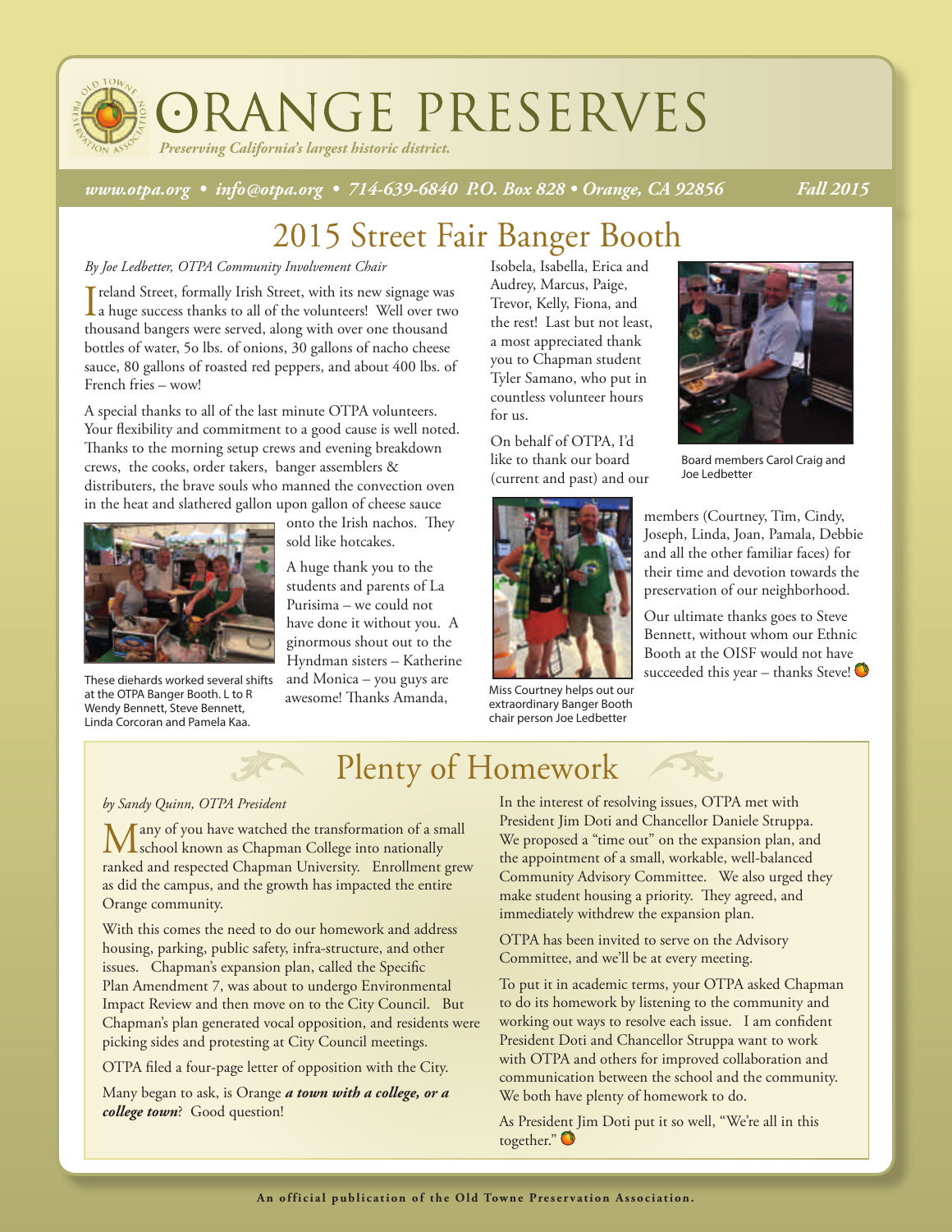# ORANGE PRESERVES

*Preserving California's largest historic district.*

*www.otpa.org • info@otpa.org • 714-639-6840 P.O. Box 828 • Orange, CA 92856* *Fall 2015*

## 2015 Street Fair Banger Booth

*By Joe Ledbetter, OTPA Community Involvement Chair*

Ireland Street, formally Irish Street, with its new signage was a huge success thanks to all of the volunteers! Well over two thousand bangers were served, along with over one thousand bottles of water, 5o lbs. of onions, 30 gallons of nacho cheese sauce, 80 gallons of roasted red peppers, and about 400 lbs. of French fries – wow!

A special thanks to all of the last minute OTPA volunteers. Your flexibility and commitment to a good cause is well noted. Thanks to the morning setup crews and evening breakdown crews, the cooks, order takers, banger assemblers & distributers, the brave souls who manned the convection oven in the heat and slathered gallon upon gallon of cheese sauce onto the Irish nachos. They sold like hotcakes.

These diehards worked several shifts at the OTPA Banger Booth. L to R Wendy Bennett, Steve Bennett, Linda Corcoran and Pamela Kaa.

A huge thank you to the students and parents of La Purisima – we could not have done it without you. A ginormous shout out to the Hyndman sisters – Katherine and Monica – you guys are awesome! Thanks Amanda, Isobela, Isabella, Erica and Audrey, Marcus, Paige, Trevor, Kelly, Fiona, and the rest! Last but not least, a most appreciated thank you to Chapman student Tyler Samano, who put in countless volunteer hours for us.

Board members Carol Craig and Joe Ledbetter

On behalf of OTPA, I'd like to thank our board (current and past) and our members (Courtney, Tim, Cindy, Joseph, Linda, Joan, Pamala, Debbie and all the other familiar faces) for their time and devotion towards the preservation of our neighborhood.

Miss Courtney helps out our extraordinary Banger Booth chair person Joe Ledbetter

Our ultimate thanks goes to Steve Bennett, without whom our Ethnic Booth at the OISF would not have succeeded this year – thanks Steve!

## Plenty of Homework

*by Sandy Quinn, OTPA President*

Many of you have watched the transformation of a small school known as Chapman College into nationally ranked and respected Chapman University. Enrollment grew as did the campus, and the growth has impacted the entire Orange community.

With this comes the need to do our homework and address housing, parking, public safety, infra-structure, and other issues. Chapman's expansion plan, called the Specific Plan Amendment 7, was about to undergo Environmental Impact Review and then move on to the City Council. But Chapman's plan generated vocal opposition, and residents were picking sides and protesting at City Council meetings.

OTPA filed a four-page letter of opposition with the City.

Many began to ask, is Orange ***a town with a college, or a college town***? Good question!

In the interest of resolving issues, OTPA met with President Jim Doti and Chancellor Daniele Struppa. We proposed a "time out" on the expansion plan, and the appointment of a small, workable, well-balanced Community Advisory Committee. We also urged they make student housing a priority. They agreed, and immediately withdrew the expansion plan.

OTPA has been invited to serve on the Advisory Committee, and we'll be at every meeting.

To put it in academic terms, your OTPA asked Chapman to do its homework by listening to the community and working out ways to resolve each issue. I am confident President Doti and Chancellor Struppa want to work with OTPA and others for improved collaboration and communication between the school and the community. We both have plenty of homework to do.

As President Jim Doti put it so well, "We're all in this together."

**An official publication of the Old Towne Preservation Association.**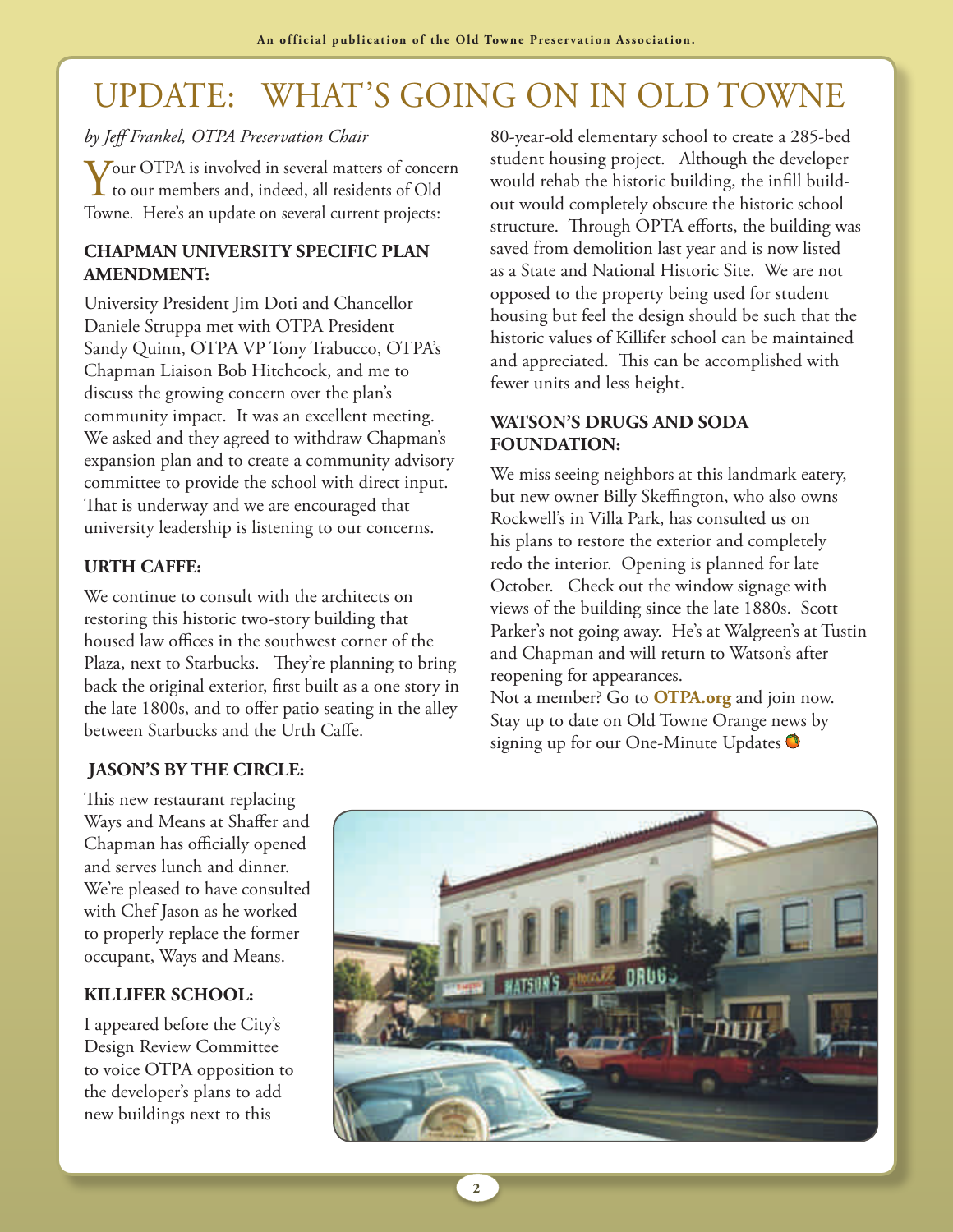# UPDATE: WHAT'S GOING ON IN OLD TOWNE

*by Jeff Frankel, OTPA Preservation Chair*

Your OTPA is involved in several matters of concern to our members and, indeed, all residents of Old Towne. Here's an update on several current projects:

### CHAPMAN UNIVERSITY SPECIFIC PLAN AMENDMENT:

University President Jim Doti and Chancellor Daniele Struppa met with OTPA President Sandy Quinn, OTPA VP Tony Trabucco, OTPA's Chapman Liaison Bob Hitchcock, and me to discuss the growing concern over the plan's community impact. It was an excellent meeting. We asked and they agreed to withdraw Chapman's expansion plan and to create a community advisory committee to provide the school with direct input. That is underway and we are encouraged that university leadership is listening to our concerns.

### URTH CAFFE:

We continue to consult with the architects on restoring this historic two-story building that housed law offices in the southwest corner of the Plaza, next to Starbucks. They're planning to bring back the original exterior, first built as a one story in the late 1800s, and to offer patio seating in the alley between Starbucks and the Urth Caffe.

### JASON'S BY THE CIRCLE:

This new restaurant replacing Ways and Means at Shaffer and Chapman has officially opened and serves lunch and dinner. We're pleased to have consulted with Chef Jason as he worked to properly replace the former occupant, Ways and Means.

### KILLIFER SCHOOL:

I appeared before the City's Design Review Committee to voice OTPA opposition to the developer's plans to add new buildings next to this 80-year-old elementary school to create a 285-bed student housing project. Although the developer would rehab the historic building, the infill build-out would completely obscure the historic school structure. Through OPTA efforts, the building was saved from demolition last year and is now listed as a State and National Historic Site. We are not opposed to the property being used for student housing but feel the design should be such that the historic values of Killifer school can be maintained and appreciated. This can be accomplished with fewer units and less height.

### WATSON'S DRUGS AND SODA FOUNDATION:

We miss seeing neighbors at this landmark eatery, but new owner Billy Skeffington, who also owns Rockwell's in Villa Park, has consulted us on his plans to restore the exterior and completely redo the interior. Opening is planned for late October. Check out the window signage with views of the building since the late 1880s. Scott Parker's not going away. He's at Walgreen's at Tustin and Chapman and will return to Watson's after reopening for appearances.

Not a member? Go to **OTPA.org** and join now. Stay up to date on Old Towne Orange news by signing up for our One-Minute Updates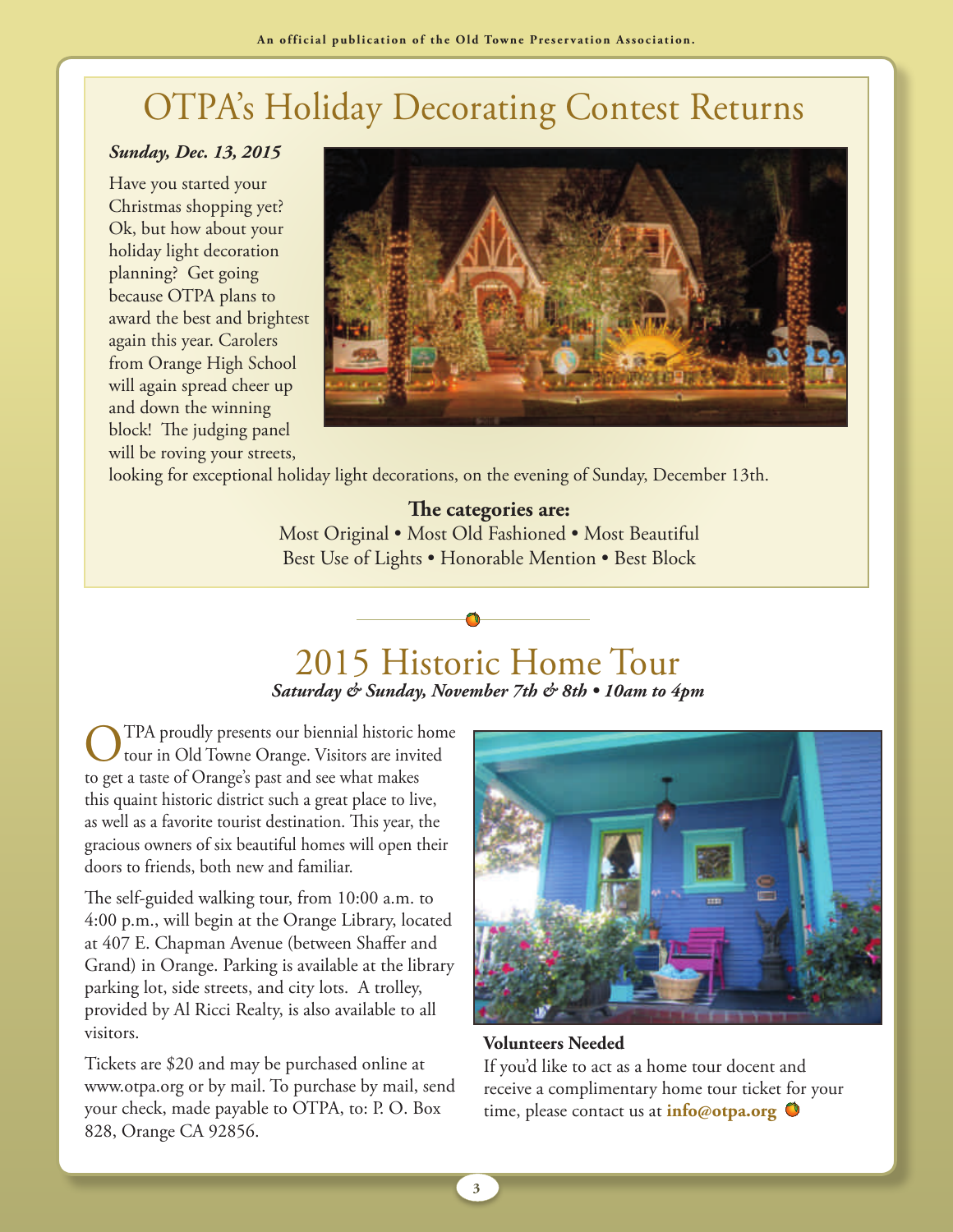# OTPA's Holiday Decorating Contest Returns

***Sunday, Dec. 13, 2015***

Have you started your Christmas shopping yet? Ok, but how about your holiday light decoration planning? Get going because OTPA plans to award the best and brightest again this year. Carolers from Orange High School will again spread cheer up and down the winning block! The judging panel will be roving your streets, looking for exceptional holiday light decorations, on the evening of Sunday, December 13th.

**The categories are:**

Most Original • Most Old Fashioned • Most Beautiful
Best Use of Lights • Honorable Mention • Best Block

# 2015 Historic Home Tour

***Saturday & Sunday, November 7th & 8th • 10am to 4pm***

OTPA proudly presents our biennial historic home tour in Old Towne Orange. Visitors are invited to get a taste of Orange's past and see what makes this quaint historic district such a great place to live, as well as a favorite tourist destination. This year, the gracious owners of six beautiful homes will open their doors to friends, both new and familiar.

The self-guided walking tour, from 10:00 a.m. to 4:00 p.m., will begin at the Orange Library, located at 407 E. Chapman Avenue (between Shaffer and Grand) in Orange. Parking is available at the library parking lot, side streets, and city lots. A trolley, provided by Al Ricci Realty, is also available to all visitors.

Tickets are $20 and may be purchased online at www.otpa.org or by mail. To purchase by mail, send your check, made payable to OTPA, to: P. O. Box 828, Orange CA 92856.

**Volunteers Needed**
If you'd like to act as a home tour docent and receive a complimentary home tour ticket for your time, please contact us at **info@otpa.org**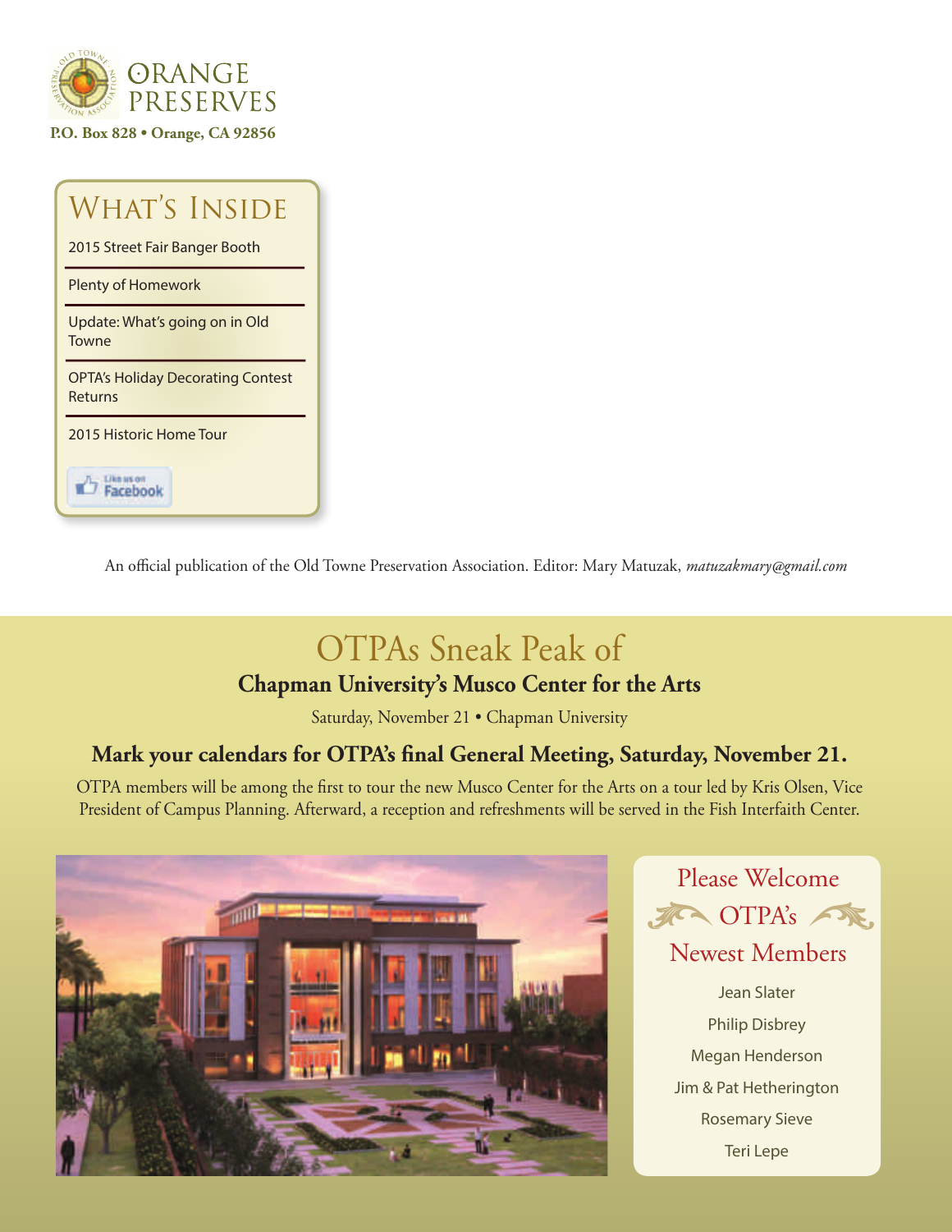# ORANGE PRESERVES

**P.O. Box 828 • Orange, CA 92856**

## What's Inside

- 2015 Street Fair Banger Booth
- Plenty of Homework
- Update: What's going on in Old Towne
- OPTA's Holiday Decorating Contest Returns
- 2015 Historic Home Tour

Like us on Facebook

An official publication of the Old Towne Preservation Association. Editor: Mary Matuzak, *matuzakmary@gmail.com*

## OTPAs Sneak Peak of

### Chapman University's Musco Center for the Arts

Saturday, November 21 • Chapman University

**Mark your calendars for OTPA's final General Meeting, Saturday, November 21.**

OTPA members will be among the first to tour the new Musco Center for the Arts on a tour led by Kris Olsen, Vice President of Campus Planning. Afterward, a reception and refreshments will be served in the Fish Interfaith Center.

### Please Welcome OTPA's Newest Members

Jean Slater

Philip Disbrey

Megan Henderson

Jim & Pat Hetherington

Rosemary Sieve

Teri Lepe